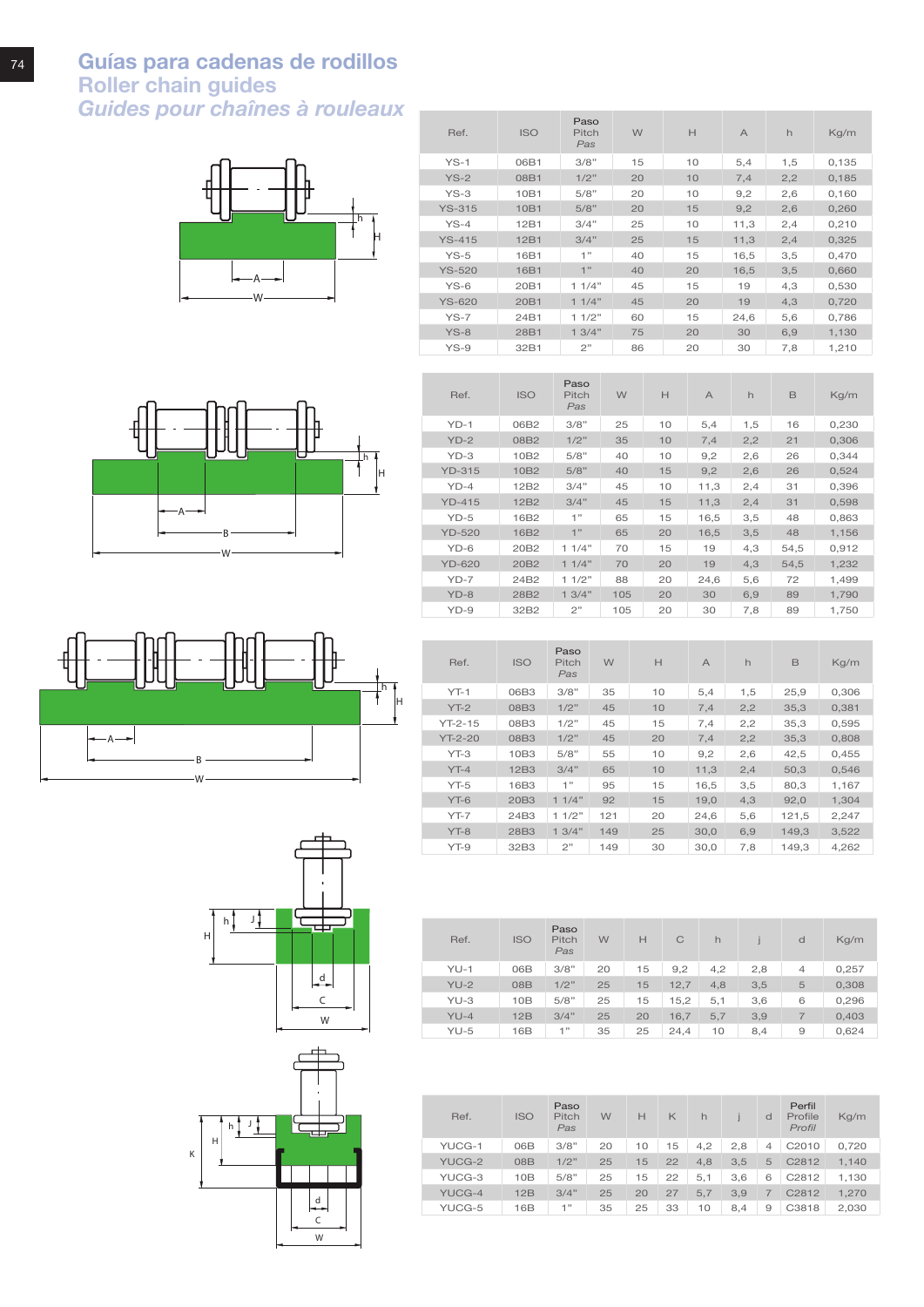# Guías para cadenas de rodillos
## Roller chain guides
### *Guides pour chaînes à rouleaux*

| Ref. | ISO | Paso Pitch *Pas* | W | H | A | h | Kg/m |
|---|---|---|---|---|---|---|---|
| YS-1 | 06B1 | 3/8" | 15 | 10 | 5,4 | 1,5 | 0,135 |
| YS-2 | 08B1 | 1/2" | 20 | 10 | 7,4 | 2,2 | 0,185 |
| YS-3 | 10B1 | 5/8" | 20 | 10 | 9,2 | 2,6 | 0,160 |
| YS-315 | 10B1 | 5/8" | 20 | 15 | 9,2 | 2,6 | 0,260 |
| YS-4 | 12B1 | 3/4" | 25 | 10 | 11,3 | 2,4 | 0,210 |
| YS-415 | 12B1 | 3/4" | 25 | 15 | 11,3 | 2,4 | 0,325 |
| YS-5 | 16B1 | 1" | 40 | 15 | 16,5 | 3,5 | 0,470 |
| YS-520 | 16B1 | 1" | 40 | 20 | 16,5 | 3,5 | 0,660 |
| YS-6 | 20B1 | 1 1/4" | 45 | 15 | 19 | 4,3 | 0,530 |
| YS-620 | 20B1 | 1 1/4" | 45 | 20 | 19 | 4,3 | 0,720 |
| YS-7 | 24B1 | 1 1/2" | 60 | 15 | 24,6 | 5,6 | 0,786 |
| YS-8 | 28B1 | 1 3/4" | 75 | 20 | 30 | 6,9 | 1,130 |
| YS-9 | 32B1 | 2" | 86 | 20 | 30 | 7,8 | 1,210 |

| Ref. | ISO | Paso Pitch *Pas* | W | H | A | h | B | Kg/m |
|---|---|---|---|---|---|---|---|---|
| YD-1 | 06B2 | 3/8" | 25 | 10 | 5,4 | 1,5 | 16 | 0,230 |
| YD-2 | 08B2 | 1/2" | 35 | 10 | 7,4 | 2,2 | 21 | 0,306 |
| YD-3 | 10B2 | 5/8" | 40 | 10 | 9,2 | 2,6 | 26 | 0,344 |
| YD-315 | 10B2 | 5/8" | 40 | 15 | 9,2 | 2,6 | 26 | 0,524 |
| YD-4 | 12B2 | 3/4" | 45 | 10 | 11,3 | 2,4 | 31 | 0,396 |
| YD-415 | 12B2 | 3/4" | 45 | 15 | 11,3 | 2,4 | 31 | 0,598 |
| YD-5 | 16B2 | 1" | 65 | 15 | 16,5 | 3,5 | 48 | 0,863 |
| YD-520 | 16B2 | 1" | 65 | 20 | 16,5 | 3,5 | 48 | 1,156 |
| YD-6 | 20B2 | 1 1/4" | 70 | 15 | 19 | 4,3 | 54,5 | 0,912 |
| YD-620 | 20B2 | 1 1/4" | 70 | 20 | 19 | 4,3 | 54,5 | 1,232 |
| YD-7 | 24B2 | 1 1/2" | 88 | 20 | 24,6 | 5,6 | 72 | 1,499 |
| YD-8 | 28B2 | 1 3/4" | 105 | 20 | 30 | 6,9 | 89 | 1,790 |
| YD-9 | 32B2 | 2" | 105 | 20 | 30 | 7,8 | 89 | 1,750 |

| Ref. | ISO | Paso Pitch *Pas* | W | H | A | h | B | Kg/m |
|---|---|---|---|---|---|---|---|---|
| YT-1 | 06B3 | 3/8" | 35 | 10 | 5,4 | 1,5 | 25,9 | 0,306 |
| YT-2 | 08B3 | 1/2" | 45 | 10 | 7,4 | 2,2 | 35,3 | 0,381 |
| YT-2-15 | 08B3 | 1/2" | 45 | 15 | 7,4 | 2,2 | 35,3 | 0,595 |
| YT-2-20 | 08B3 | 1/2" | 45 | 20 | 7,4 | 2,2 | 35,3 | 0,808 |
| YT-3 | 10B3 | 5/8" | 55 | 10 | 9,2 | 2,6 | 42,5 | 0,455 |
| YT-4 | 12B3 | 3/4" | 65 | 10 | 11,3 | 2,4 | 50,3 | 0,546 |
| YT-5 | 16B3 | 1" | 95 | 15 | 16,5 | 3,5 | 80,3 | 1,167 |
| YT-6 | 20B3 | 1 1/4" | 92 | 15 | 19,0 | 4,3 | 92,0 | 1,304 |
| YT-7 | 24B3 | 1 1/2" | 121 | 20 | 24,6 | 5,6 | 121,5 | 2,247 |
| YT-8 | 28B3 | 1 3/4" | 149 | 25 | 30,0 | 6,9 | 149,3 | 3,522 |
| YT-9 | 32B3 | 2" | 149 | 30 | 30,0 | 7,8 | 149,3 | 4,262 |

| Ref. | ISO | Paso Pitch *Pas* | W | H | C | h | j | d | Kg/m |
|---|---|---|---|---|---|---|---|---|---|
| YU-1 | 06B | 3/8" | 20 | 15 | 9,2 | 4,2 | 2,8 | 4 | 0,257 |
| YU-2 | 08B | 1/2" | 25 | 15 | 12,7 | 4,8 | 3,5 | 5 | 0,308 |
| YU-3 | 10B | 5/8" | 25 | 15 | 15,2 | 5,1 | 3,6 | 6 | 0,296 |
| YU-4 | 12B | 3/4" | 25 | 20 | 16,7 | 5,7 | 3,9 | 7 | 0,403 |
| YU-5 | 16B | 1" | 35 | 25 | 24,4 | 10 | 8,4 | 9 | 0,624 |

| Ref. | ISO | Paso Pitch *Pas* | W | H | K | h | j | d | Perfil Profile *Profil* | Kg/m |
|---|---|---|---|---|---|---|---|---|---|---|
| YUCG-1 | 06B | 3/8" | 20 | 10 | 15 | 4,2 | 2,8 | 4 | C2010 | 0,720 |
| YUCG-2 | 08B | 1/2" | 25 | 15 | 22 | 4,8 | 3,5 | 5 | C2812 | 1,140 |
| YUCG-3 | 10B | 5/8" | 25 | 15 | 22 | 5,1 | 3,6 | 6 | C2812 | 1,130 |
| YUCG-4 | 12B | 3/4" | 25 | 20 | 27 | 5,7 | 3,9 | 7 | C2812 | 1,270 |
| YUCG-5 | 16B | 1" | 35 | 25 | 33 | 10 | 8,4 | 9 | C3818 | 2,030 |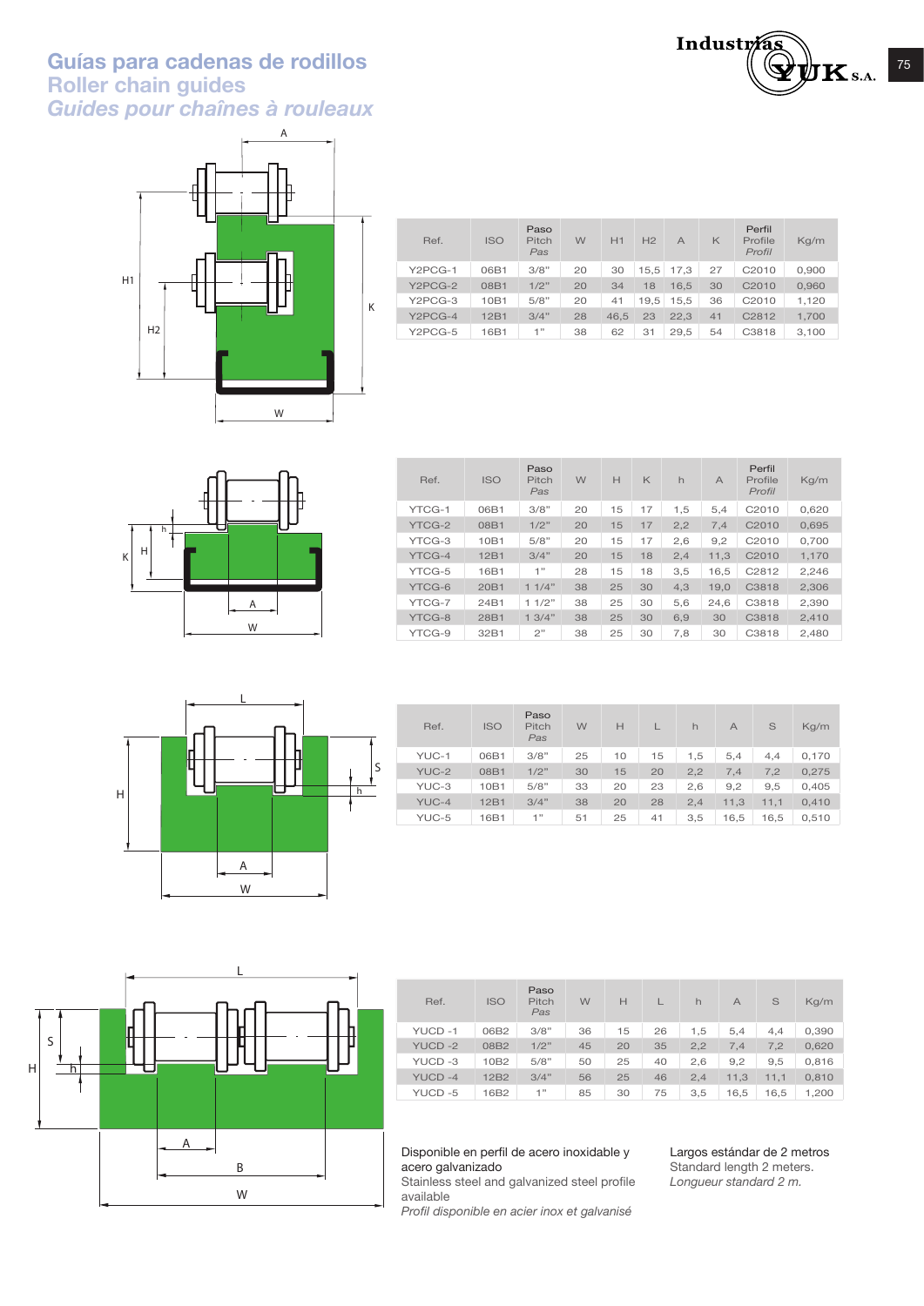# Guías para cadenas de rodillos
## Roller chain guides
### *Guides pour chaînes à rouleaux*

| Ref. | ISO | Paso Pitch *Pas* | W | H1 | H2 | A | K | Perfil Profile *Profil* | Kg/m |
|---|---|---|---|---|---|---|---|---|---|
| Y2PCG-1 | 06B1 | 3/8" | 20 | 30 | 15,5 | 17,3 | 27 | C2010 | 0,900 |
| Y2PCG-2 | 08B1 | 1/2" | 20 | 34 | 18 | 16,5 | 30 | C2010 | 0,960 |
| Y2PCG-3 | 10B1 | 5/8" | 20 | 41 | 19,5 | 15,5 | 36 | C2010 | 1,120 |
| Y2PCG-4 | 12B1 | 3/4" | 28 | 46,5 | 23 | 22,3 | 41 | C2812 | 1,700 |
| Y2PCG-5 | 16B1 | 1" | 38 | 62 | 31 | 29,5 | 54 | C3818 | 3,100 |

| Ref. | ISO | Paso Pitch *Pas* | W | H | K | h | A | Perfil Profile *Profil* | Kg/m |
|---|---|---|---|---|---|---|---|---|---|
| YTCG-1 | 06B1 | 3/8" | 20 | 15 | 17 | 1,5 | 5,4 | C2010 | 0,620 |
| YTCG-2 | 08B1 | 1/2" | 20 | 15 | 17 | 2,2 | 7,4 | C2010 | 0,695 |
| YTCG-3 | 10B1 | 5/8" | 20 | 15 | 17 | 2,6 | 9,2 | C2010 | 0,700 |
| YTCG-4 | 12B1 | 3/4" | 20 | 15 | 18 | 2,4 | 11,3 | C2010 | 1,170 |
| YTCG-5 | 16B1 | 1" | 28 | 15 | 18 | 3,5 | 16,5 | C2812 | 2,246 |
| YTCG-6 | 20B1 | 1 1/4" | 38 | 25 | 30 | 4,3 | 19,0 | C3818 | 2,306 |
| YTCG-7 | 24B1 | 1 1/2" | 38 | 25 | 30 | 5,6 | 24,6 | C3818 | 2,390 |
| YTCG-8 | 28B1 | 1 3/4" | 38 | 25 | 30 | 6,9 | 30 | C3818 | 2,410 |
| YTCG-9 | 32B1 | 2" | 38 | 25 | 30 | 7,8 | 30 | C3818 | 2,480 |

| Ref. | ISO | Paso Pitch *Pas* | W | H | L | h | A | S | Kg/m |
|---|---|---|---|---|---|---|---|---|---|
| YUC-1 | 06B1 | 3/8" | 25 | 10 | 15 | 1,5 | 5,4 | 4,4 | 0,170 |
| YUC-2 | 08B1 | 1/2" | 30 | 15 | 20 | 2,2 | 7,4 | 7,2 | 0,275 |
| YUC-3 | 10B1 | 5/8" | 33 | 20 | 23 | 2,6 | 9,2 | 9,5 | 0,405 |
| YUC-4 | 12B1 | 3/4" | 38 | 20 | 28 | 2,4 | 11,3 | 11,1 | 0,410 |
| YUC-5 | 16B1 | 1" | 51 | 25 | 41 | 3,5 | 16,5 | 16,5 | 0,510 |

| Ref. | ISO | Paso Pitch *Pas* | W | H | L | h | A | S | Kg/m |
|---|---|---|---|---|---|---|---|---|---|
| YUCD -1 | 06B2 | 3/8" | 36 | 15 | 26 | 1,5 | 5,4 | 4,4 | 0,390 |
| YUCD -2 | 08B2 | 1/2" | 45 | 20 | 35 | 2,2 | 7,4 | 7,2 | 0,620 |
| YUCD -3 | 10B2 | 5/8" | 50 | 25 | 40 | 2,6 | 9,2 | 9,5 | 0,816 |
| YUCD -4 | 12B2 | 3/4" | 56 | 25 | 46 | 2,4 | 11,3 | 11,1 | 0,810 |
| YUCD -5 | 16B2 | 1" | 85 | 30 | 75 | 3,5 | 16,5 | 16,5 | 1,200 |

Disponible en perfil de acero inoxidable y acero galvanizado
Stainless steel and galvanized steel profile available
*Profil disponible en acier inox et galvanisé*

Largos estándar de 2 metros
Standard length 2 meters.
*Longueur standard 2 m.*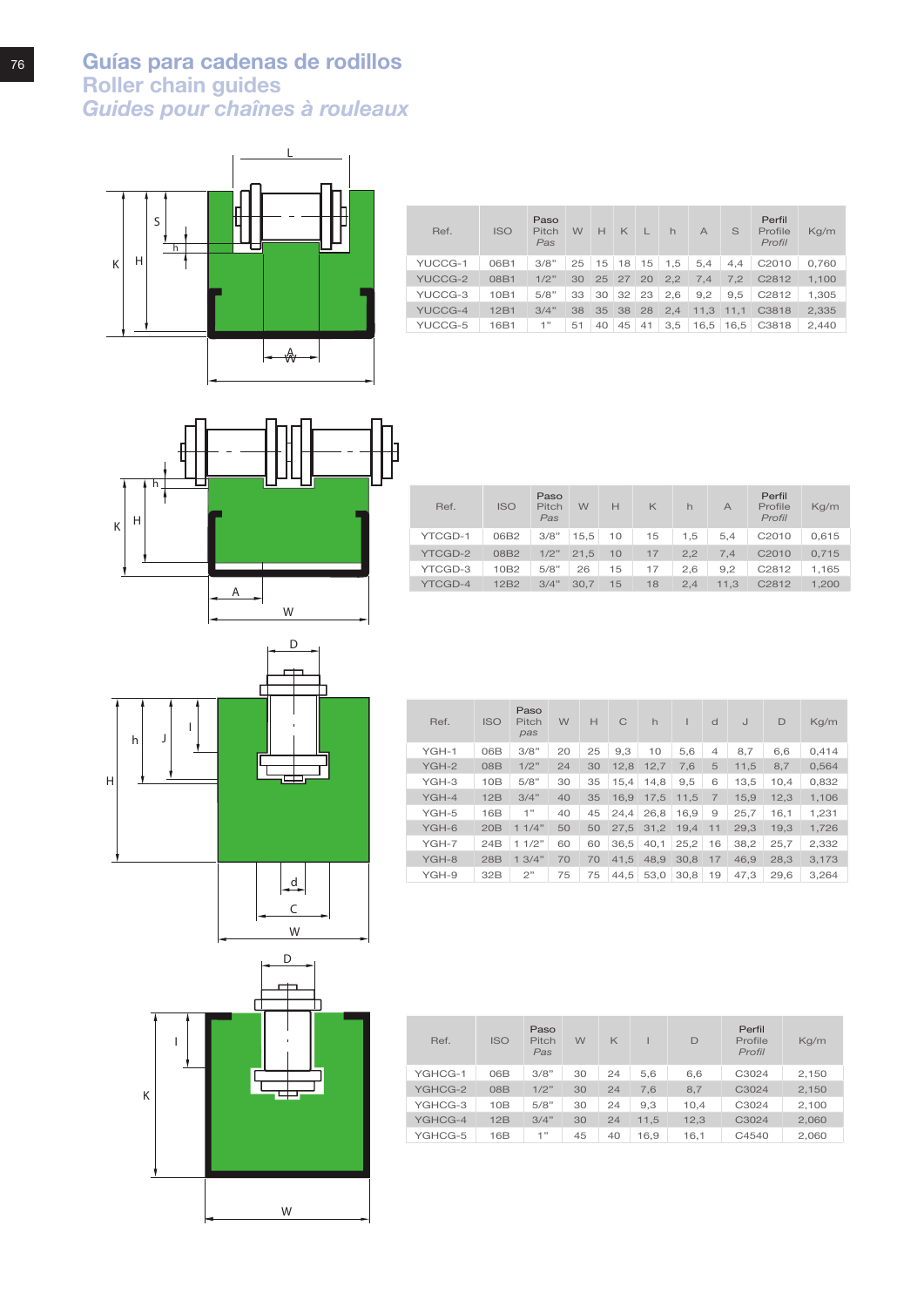# Guías para cadenas de rodillos
## Roller chain guides
### *Guides pour chaînes à rouleaux*

| Ref. | ISO | Paso Pitch *Pas* | W | H | K | L | h | A | S | Perfil Profile *Profil* | Kg/m |
|---|---|---|---|---|---|---|---|---|---|---|---|
| YUCCG-1 | 06B1 | 3/8" | 25 | 15 | 18 | 15 | 1,5 | 5,4 | 4,4 | C2010 | 0,760 |
| YUCCG-2 | 08B1 | 1/2" | 30 | 25 | 27 | 20 | 2,2 | 7,4 | 7,2 | C2812 | 1,100 |
| YUCCG-3 | 10B1 | 5/8" | 33 | 30 | 32 | 23 | 2,6 | 9,2 | 9,5 | C2812 | 1,305 |
| YUCCG-4 | 12B1 | 3/4" | 38 | 35 | 38 | 28 | 2,4 | 11,3 | 11,1 | C3818 | 2,335 |
| YUCCG-5 | 16B1 | 1" | 51 | 40 | 45 | 41 | 3,5 | 16,5 | 16,5 | C3818 | 2,440 |

| Ref. | ISO | Paso Pitch *Pas* | W | H | K | h | A | Perfil Profile *Profil* | Kg/m |
|---|---|---|---|---|---|---|---|---|---|
| YTCGD-1 | 06B2 | 3/8" | 15,5 | 10 | 15 | 1,5 | 5,4 | C2010 | 0,615 |
| YTCGD-2 | 08B2 | 1/2" | 21,5 | 10 | 17 | 2,2 | 7,4 | C2010 | 0,715 |
| YTCGD-3 | 10B2 | 5/8" | 26 | 15 | 17 | 2,6 | 9,2 | C2812 | 1,165 |
| YTCGD-4 | 12B2 | 3/4" | 30,7 | 15 | 18 | 2,4 | 11,3 | C2812 | 1,200 |

| Ref. | ISO | Paso Pitch *pas* | W | H | C | h | I | d | J | D | Kg/m |
|---|---|---|---|---|---|---|---|---|---|---|---|
| YGH-1 | 06B | 3/8" | 20 | 25 | 9,3 | 10 | 5,6 | 4 | 8,7 | 6,6 | 0,414 |
| YGH-2 | 08B | 1/2" | 24 | 30 | 12,8 | 12,7 | 7,6 | 5 | 11,5 | 8,7 | 0,564 |
| YGH-3 | 10B | 5/8" | 30 | 35 | 15,4 | 14,8 | 9,5 | 6 | 13,5 | 10,4 | 0,832 |
| YGH-4 | 12B | 3/4" | 40 | 35 | 16,9 | 17,5 | 11,5 | 7 | 15,9 | 12,3 | 1,106 |
| YGH-5 | 16B | 1" | 40 | 45 | 24,4 | 26,8 | 16,9 | 9 | 25,7 | 16,1 | 1,231 |
| YGH-6 | 20B | 1 1/4" | 50 | 50 | 27,5 | 31,2 | 19,4 | 11 | 29,3 | 19,3 | 1,726 |
| YGH-7 | 24B | 1 1/2" | 60 | 60 | 36,5 | 40,1 | 25,2 | 16 | 38,2 | 25,7 | 2,332 |
| YGH-8 | 28B | 1 3/4" | 70 | 70 | 41,5 | 48,9 | 30,8 | 17 | 46,9 | 28,3 | 3,173 |
| YGH-9 | 32B | 2" | 75 | 75 | 44,5 | 53,0 | 30,8 | 19 | 47,3 | 29,6 | 3,264 |

| Ref. | ISO | Paso Pitch *Pas* | W | K | I | D | Perfil Profile *Profil* | Kg/m |
|---|---|---|---|---|---|---|---|---|
| YGHCG-1 | 06B | 3/8" | 30 | 24 | 5,6 | 6,6 | C3024 | 2,150 |
| YGHCG-2 | 08B | 1/2" | 30 | 24 | 7,6 | 8,7 | C3024 | 2,150 |
| YGHCG-3 | 10B | 5/8" | 30 | 24 | 9,3 | 10,4 | C3024 | 2,100 |
| YGHCG-4 | 12B | 3/4" | 30 | 24 | 11,5 | 12,3 | C3024 | 2,060 |
| YGHCG-5 | 16B | 1" | 45 | 40 | 16,9 | 16,1 | C4540 | 2,060 |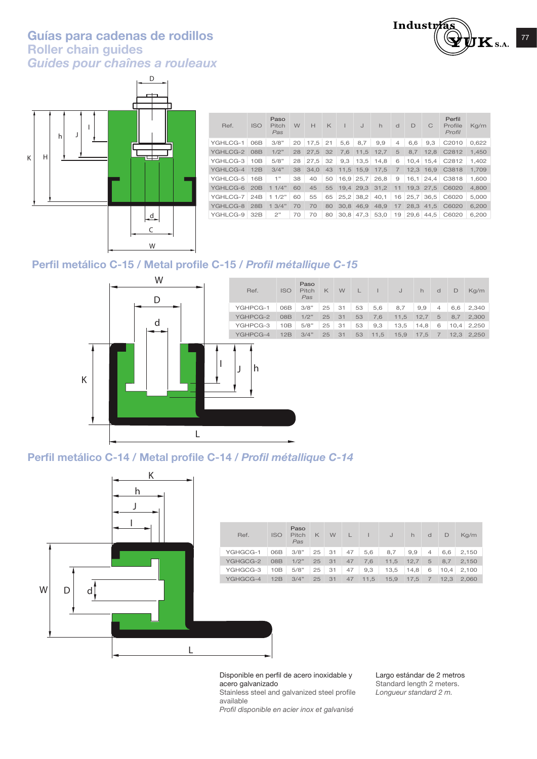# Guías para cadenas de rodillos
## Roller chain guides
### *Guides pour chaînes a rouleaux*

| Ref. | ISO | Paso Pitch *Pas* | W | H | K | I | J | h | d | D | C | Perfil Profile *Profil* | Kg/m |
|---|---|---|---|---|---|---|---|---|---|---|---|---|---|
| YGHLCG-1 | 06B | 3/8" | 20 | 17,5 | 21 | 5,6 | 8,7 | 9,9 | 4 | 6,6 | 9,3 | C2010 | 0,622 |
| YGHLCG-2 | 08B | 1/2" | 28 | 27,5 | 32 | 7,6 | 11,5 | 12,7 | 5 | 8,7 | 12,8 | C2812 | 1,450 |
| YGHLCG-3 | 10B | 5/8" | 28 | 27,5 | 32 | 9,3 | 13,5 | 14,8 | 6 | 10,4 | 15,4 | C2812 | 1,402 |
| YGHLCG-4 | 12B | 3/4" | 38 | 34,0 | 43 | 11,5 | 15,9 | 17,5 | 7 | 12,3 | 16,9 | C3818 | 1,709 |
| YGHLCG-5 | 16B | 1" | 38 | 40 | 50 | 16,9 | 25,7 | 26,8 | 9 | 16,1 | 24,4 | C3818 | 1,600 |
| YGHLCG-6 | 20B | 1 1/4" | 60 | 45 | 55 | 19,4 | 29,3 | 31,2 | 11 | 19,3 | 27,5 | C6020 | 4,800 |
| YGHLCG-7 | 24B | 1 1/2" | 60 | 55 | 65 | 25,2 | 38,2 | 40,1 | 16 | 25,7 | 36,5 | C6020 | 5,000 |
| YGHLCG-8 | 28B | 1 3/4" | 70 | 70 | 80 | 30,8 | 46,9 | 48,9 | 17 | 28,3 | 41,5 | C6020 | 6,200 |
| YGHLCG-9 | 32B | 2" | 70 | 70 | 80 | 30,8 | 47,3 | 53,0 | 19 | 29,6 | 44,5 | C6020 | 6,200 |

## Perfil metálico C-15 / Metal profile C-15 / *Profil métallique C-15*

| Ref. | ISO | Paso Pitch *Pas* | K | W | L | I | J | h | d | D | Kg/m |
|---|---|---|---|---|---|---|---|---|---|---|---|
| YGHPCG-1 | 06B | 3/8" | 25 | 31 | 53 | 5,6 | 8,7 | 9,9 | 4 | 6,6 | 2,340 |
| YGHPCG-2 | 08B | 1/2" | 25 | 31 | 53 | 7,6 | 11,5 | 12,7 | 5 | 8,7 | 2,300 |
| YGHPCG-3 | 10B | 5/8" | 25 | 31 | 53 | 9,3 | 13,5 | 14,8 | 6 | 10,4 | 2,250 |
| YGHPCG-4 | 12B | 3/4" | 25 | 31 | 53 | 11,5 | 15,9 | 17,5 | 7 | 12,3 | 2,250 |

## Perfil metálico C-14 / Metal profile C-14 / *Profil métallique C-14*

| Ref. | ISO | Paso Pitch *Pas* | K | W | L | I | J | h | d | D | Kg/m |
|---|---|---|---|---|---|---|---|---|---|---|---|
| YGHGCG-1 | 06B | 3/8" | 25 | 31 | 47 | 5,6 | 8,7 | 9,9 | 4 | 6,6 | 2,150 |
| YGHGCG-2 | 08B | 1/2" | 25 | 31 | 47 | 7,6 | 11,5 | 12,7 | 5 | 8,7 | 2,150 |
| YGHGCG-3 | 10B | 5/8" | 25 | 31 | 47 | 9,3 | 13,5 | 14,8 | 6 | 10,4 | 2,100 |
| YGHGCG-4 | 12B | 3/4" | 25 | 31 | 47 | 11,5 | 15,9 | 17,5 | 7 | 12,3 | 2,060 |

Disponible en perfil de acero inoxidable y acero galvanizado
Stainless steel and galvanized steel profile available
*Profil disponible en acier inox et galvanisé*

Largo estándar de 2 metros
Standard length 2 meters.
*Longueur standard 2 m.*